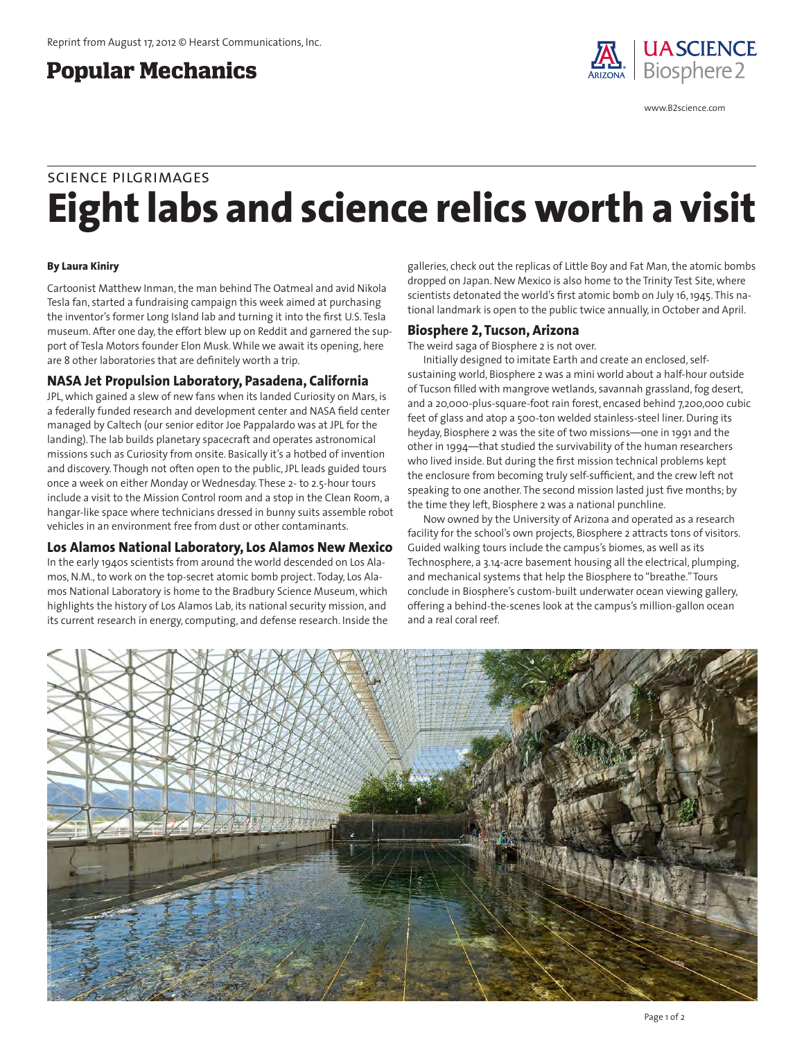Reprint from August 17, 2012 © Hearst Communications, Inc.

**Popular Mechanics**

UA SCIENCE Biosphere 2

www.B2science.com

SCIENCE PILGRIMAGES

# Eight labs and science relics worth a visit

**By Laura Kiniry**

Cartoonist Matthew Inman, the man behind The Oatmeal and avid Nikola Tesla fan, started a fundraising campaign this week aimed at purchasing the inventor's former Long Island lab and turning it into the first U.S. Tesla museum. After one day, the effort blew up on Reddit and garnered the support of Tesla Motors founder Elon Musk. While we await its opening, here are 8 other laboratories that are definitely worth a trip.

## NASA Jet Propulsion Laboratory, Pasadena, California

JPL, which gained a slew of new fans when its landed Curiosity on Mars, is a federally funded research and development center and NASA field center managed by Caltech (our senior editor Joe Pappalardo was at JPL for the landing). The lab builds planetary spacecraft and operates astronomical missions such as Curiosity from onsite. Basically it's a hotbed of invention and discovery. Though not often open to the public, JPL leads guided tours once a week on either Monday or Wednesday. These 2- to 2.5-hour tours include a visit to the Mission Control room and a stop in the Clean Room, a hangar-like space where technicians dressed in bunny suits assemble robot vehicles in an environment free from dust or other contaminants.

## Los Alamos National Laboratory, Los Alamos New Mexico

In the early 1940s scientists from around the world descended on Los Alamos, N.M., to work on the top-secret atomic bomb project. Today, Los Alamos National Laboratory is home to the Bradbury Science Museum, which highlights the history of Los Alamos Lab, its national security mission, and its current research in energy, computing, and defense research. Inside the galleries, check out the replicas of Little Boy and Fat Man, the atomic bombs dropped on Japan. New Mexico is also home to the Trinity Test Site, where scientists detonated the world's first atomic bomb on July 16, 1945. This national landmark is open to the public twice annually, in October and April.

## Biosphere 2, Tucson, Arizona

The weird saga of Biosphere 2 is not over.

Initially designed to imitate Earth and create an enclosed, self-sustaining world, Biosphere 2 was a mini world about a half-hour outside of Tucson filled with mangrove wetlands, savannah grassland, fog desert, and a 20,000-plus-square-foot rain forest, encased behind 7,200,000 cubic feet of glass and atop a 500-ton welded stainless-steel liner. During its heyday, Biosphere 2 was the site of two missions—one in 1991 and the other in 1994—that studied the survivability of the human researchers who lived inside. But during the first mission technical problems kept the enclosure from becoming truly self-sufficient, and the crew left not speaking to one another. The second mission lasted just five months; by the time they left, Biosphere 2 was a national punchline.

Now owned by the University of Arizona and operated as a research facility for the school's own projects, Biosphere 2 attracts tons of visitors. Guided walking tours include the campus's biomes, as well as its Technosphere, a 3.14-acre basement housing all the electrical, plumping, and mechanical systems that help the Biosphere to "breathe." Tours conclude in Biosphere's custom-built underwater ocean viewing gallery, offering a behind-the-scenes look at the campus's million-gallon ocean and a real coral reef.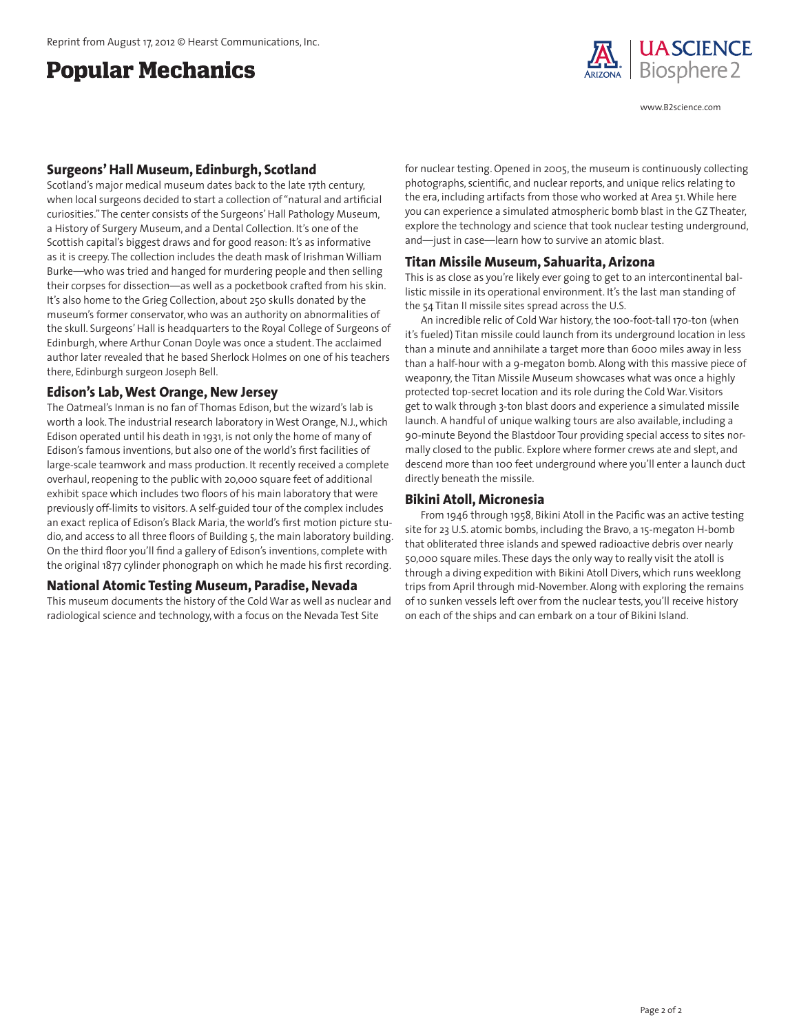## Surgeons' Hall Museum, Edinburgh, Scotland

Scotland's major medical museum dates back to the late 17th century, when local surgeons decided to start a collection of "natural and artificial curiosities." The center consists of the Surgeons' Hall Pathology Museum, a History of Surgery Museum, and a Dental Collection. It's one of the Scottish capital's biggest draws and for good reason: It's as informative as it is creepy. The collection includes the death mask of Irishman William Burke—who was tried and hanged for murdering people and then selling their corpses for dissection—as well as a pocketbook crafted from his skin. It's also home to the Grieg Collection, about 250 skulls donated by the museum's former conservator, who was an authority on abnormalities of the skull. Surgeons' Hall is headquarters to the Royal College of Surgeons of Edinburgh, where Arthur Conan Doyle was once a student. The acclaimed author later revealed that he based Sherlock Holmes on one of his teachers there, Edinburgh surgeon Joseph Bell.

## Edison's Lab, West Orange, New Jersey

The Oatmeal's Inman is no fan of Thomas Edison, but the wizard's lab is worth a look. The industrial research laboratory in West Orange, N.J., which Edison operated until his death in 1931, is not only the home of many of Edison's famous inventions, but also one of the world's first facilities of large-scale teamwork and mass production. It recently received a complete overhaul, reopening to the public with 20,000 square feet of additional exhibit space which includes two floors of his main laboratory that were previously off-limits to visitors. A self-guided tour of the complex includes an exact replica of Edison's Black Maria, the world's first motion picture studio, and access to all three floors of Building 5, the main laboratory building. On the third floor you'll find a gallery of Edison's inventions, complete with the original 1877 cylinder phonograph on which he made his first recording.

## National Atomic Testing Museum, Paradise, Nevada

This museum documents the history of the Cold War as well as nuclear and radiological science and technology, with a focus on the Nevada Test Site for nuclear testing. Opened in 2005, the museum is continuously collecting photographs, scientific, and nuclear reports, and unique relics relating to the era, including artifacts from those who worked at Area 51. While here you can experience a simulated atmospheric bomb blast in the GZ Theater, explore the technology and science that took nuclear testing underground, and—just in case—learn how to survive an atomic blast.

## Titan Missile Museum, Sahuarita, Arizona

This is as close as you're likely ever going to get to an intercontinental ballistic missile in its operational environment. It's the last man standing of the 54 Titan II missile sites spread across the U.S.

An incredible relic of Cold War history, the 100-foot-tall 170-ton (when it's fueled) Titan missile could launch from its underground location in less than a minute and annihilate a target more than 6000 miles away in less than a half-hour with a 9-megaton bomb. Along with this massive piece of weaponry, the Titan Missile Museum showcases what was once a highly protected top-secret location and its role during the Cold War. Visitors get to walk through 3-ton blast doors and experience a simulated missile launch. A handful of unique walking tours are also available, including a 90-minute Beyond the Blastdoor Tour providing special access to sites normally closed to the public. Explore where former crews ate and slept, and descend more than 100 feet underground where you'll enter a launch duct directly beneath the missile.

## Bikini Atoll, Micronesia

From 1946 through 1958, Bikini Atoll in the Pacific was an active testing site for 23 U.S. atomic bombs, including the Bravo, a 15-megaton H-bomb that obliterated three islands and spewed radioactive debris over nearly 50,000 square miles. These days the only way to really visit the atoll is through a diving expedition with Bikini Atoll Divers, which runs weeklong trips from April through mid-November. Along with exploring the remains of 10 sunken vessels left over from the nuclear tests, you'll receive history on each of the ships and can embark on a tour of Bikini Island.